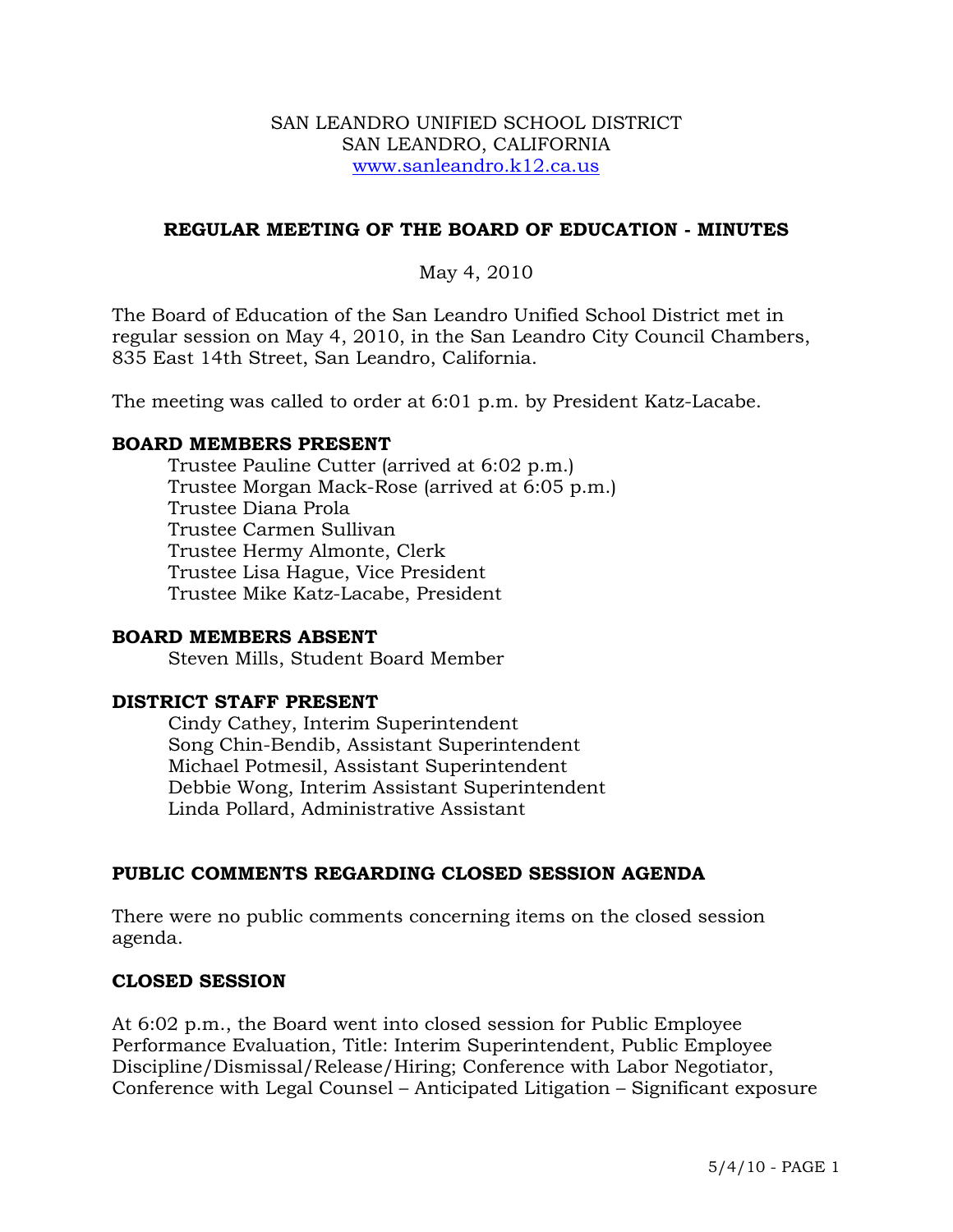SAN LEANDRO UNIFIED SCHOOL DISTRICT
SAN LEANDRO, CALIFORNIA
www.sanleandro.k12.ca.us

## REGULAR MEETING OF THE BOARD OF EDUCATION - MINUTES

May 4, 2010

The Board of Education of the San Leandro Unified School District met in regular session on May 4, 2010, in the San Leandro City Council Chambers, 835 East 14th Street, San Leandro, California.

The meeting was called to order at 6:01 p.m. by President Katz-Lacabe.

### BOARD MEMBERS PRESENT

Trustee Pauline Cutter (arrived at 6:02 p.m.)
Trustee Morgan Mack-Rose (arrived at 6:05 p.m.)
Trustee Diana Prola
Trustee Carmen Sullivan
Trustee Hermy Almonte, Clerk
Trustee Lisa Hague, Vice President
Trustee Mike Katz-Lacabe, President

### BOARD MEMBERS ABSENT

Steven Mills, Student Board Member

### DISTRICT STAFF PRESENT

Cindy Cathey, Interim Superintendent
Song Chin-Bendib, Assistant Superintendent
Michael Potmesil, Assistant Superintendent
Debbie Wong, Interim Assistant Superintendent
Linda Pollard, Administrative Assistant

### PUBLIC COMMENTS REGARDING CLOSED SESSION AGENDA

There were no public comments concerning items on the closed session agenda.

### CLOSED SESSION

At 6:02 p.m., the Board went into closed session for Public Employee Performance Evaluation, Title: Interim Superintendent, Public Employee Discipline/Dismissal/Release/Hiring; Conference with Labor Negotiator, Conference with Legal Counsel – Anticipated Litigation – Significant exposure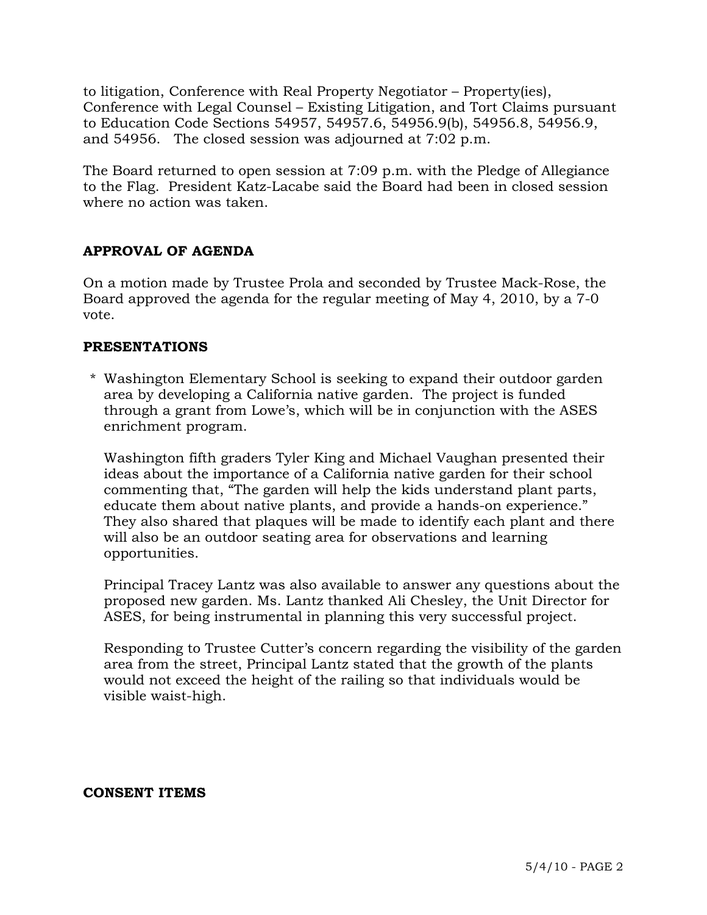to litigation, Conference with Real Property Negotiator – Property(ies), Conference with Legal Counsel – Existing Litigation, and Tort Claims pursuant to Education Code Sections 54957, 54957.6, 54956.9(b), 54956.8, 54956.9, and 54956. The closed session was adjourned at 7:02 p.m.

The Board returned to open session at 7:09 p.m. with the Pledge of Allegiance to the Flag. President Katz-Lacabe said the Board had been in closed session where no action was taken.

## APPROVAL OF AGENDA

On a motion made by Trustee Prola and seconded by Trustee Mack-Rose, the Board approved the agenda for the regular meeting of May 4, 2010, by a 7-0 vote.

## PRESENTATIONS

* Washington Elementary School is seeking to expand their outdoor garden area by developing a California native garden. The project is funded through a grant from Lowe's, which will be in conjunction with the ASES enrichment program.

  Washington fifth graders Tyler King and Michael Vaughan presented their ideas about the importance of a California native garden for their school commenting that, "The garden will help the kids understand plant parts, educate them about native plants, and provide a hands-on experience." They also shared that plaques will be made to identify each plant and there will also be an outdoor seating area for observations and learning opportunities.

  Principal Tracey Lantz was also available to answer any questions about the proposed new garden. Ms. Lantz thanked Ali Chesley, the Unit Director for ASES, for being instrumental in planning this very successful project.

  Responding to Trustee Cutter's concern regarding the visibility of the garden area from the street, Principal Lantz stated that the growth of the plants would not exceed the height of the railing so that individuals would be visible waist-high.

## CONSENT ITEMS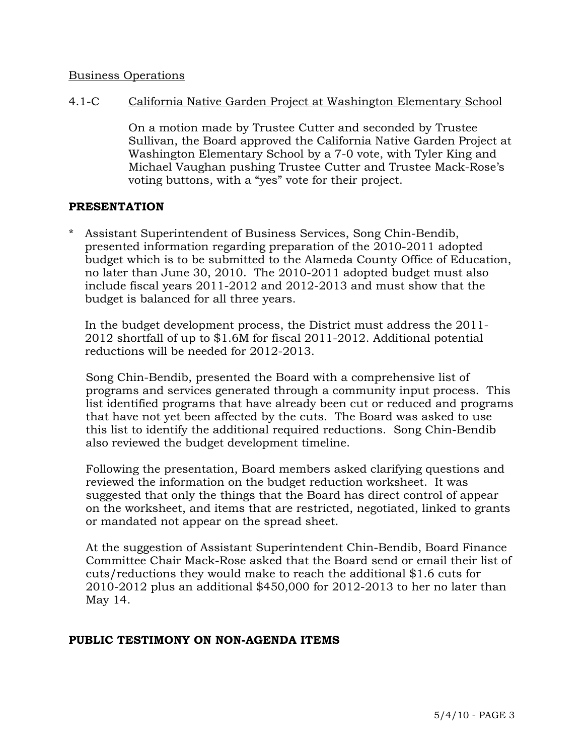Business Operations

4.1-C California Native Garden Project at Washington Elementary School

On a motion made by Trustee Cutter and seconded by Trustee Sullivan, the Board approved the California Native Garden Project at Washington Elementary School by a 7-0 vote, with Tyler King and Michael Vaughan pushing Trustee Cutter and Trustee Mack-Rose's voting buttons, with a "yes" vote for their project.

**PRESENTATION**

* Assistant Superintendent of Business Services, Song Chin-Bendib, presented information regarding preparation of the 2010-2011 adopted budget which is to be submitted to the Alameda County Office of Education, no later than June 30, 2010. The 2010-2011 adopted budget must also include fiscal years 2011-2012 and 2012-2013 and must show that the budget is balanced for all three years.

  In the budget development process, the District must address the 2011-2012 shortfall of up to $1.6M for fiscal 2011-2012. Additional potential reductions will be needed for 2012-2013.

  Song Chin-Bendib, presented the Board with a comprehensive list of programs and services generated through a community input process. This list identified programs that have already been cut or reduced and programs that have not yet been affected by the cuts. The Board was asked to use this list to identify the additional required reductions. Song Chin-Bendib also reviewed the budget development timeline.

  Following the presentation, Board members asked clarifying questions and reviewed the information on the budget reduction worksheet. It was suggested that only the things that the Board has direct control of appear on the worksheet, and items that are restricted, negotiated, linked to grants or mandated not appear on the spread sheet.

  At the suggestion of Assistant Superintendent Chin-Bendib, Board Finance Committee Chair Mack-Rose asked that the Board send or email their list of cuts/reductions they would make to reach the additional $1.6 cuts for 2010-2012 plus an additional $450,000 for 2012-2013 to her no later than May 14.

**PUBLIC TESTIMONY ON NON-AGENDA ITEMS**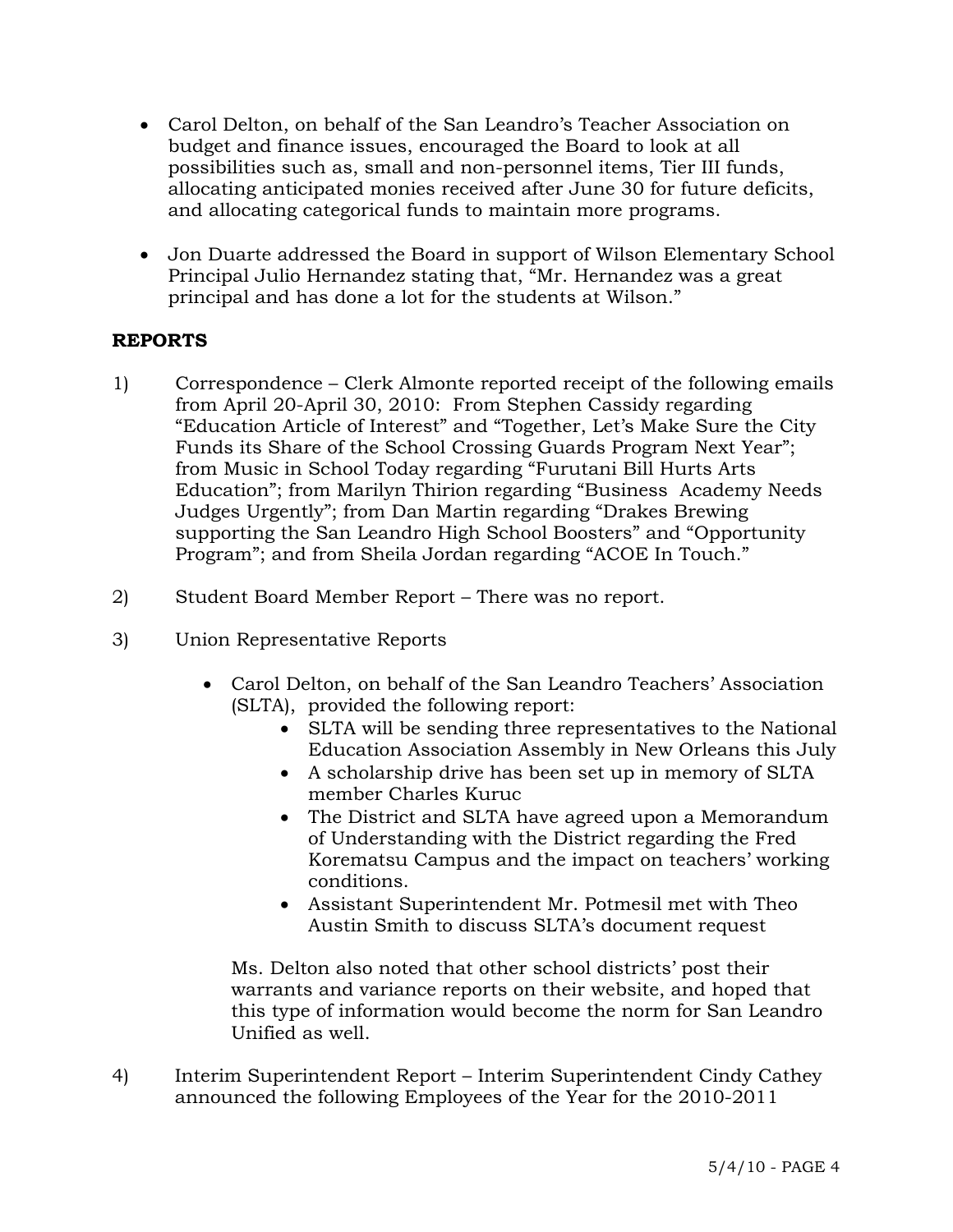- Carol Delton, on behalf of the San Leandro's Teacher Association on budget and finance issues, encouraged the Board to look at all possibilities such as, small and non-personnel items, Tier III funds, allocating anticipated monies received after June 30 for future deficits, and allocating categorical funds to maintain more programs.

- Jon Duarte addressed the Board in support of Wilson Elementary School Principal Julio Hernandez stating that, "Mr. Hernandez was a great principal and has done a lot for the students at Wilson."

## REPORTS

1) Correspondence – Clerk Almonte reported receipt of the following emails from April 20-April 30, 2010: From Stephen Cassidy regarding "Education Article of Interest" and "Together, Let's Make Sure the City Funds its Share of the School Crossing Guards Program Next Year"; from Music in School Today regarding "Furutani Bill Hurts Arts Education"; from Marilyn Thirion regarding "Business Academy Needs Judges Urgently"; from Dan Martin regarding "Drakes Brewing supporting the San Leandro High School Boosters" and "Opportunity Program"; and from Sheila Jordan regarding "ACOE In Touch."

2) Student Board Member Report – There was no report.

3) Union Representative Reports

   - Carol Delton, on behalf of the San Leandro Teachers' Association (SLTA), provided the following report:
     - SLTA will be sending three representatives to the National Education Association Assembly in New Orleans this July
     - A scholarship drive has been set up in memory of SLTA member Charles Kuruc
     - The District and SLTA have agreed upon a Memorandum of Understanding with the District regarding the Fred Korematsu Campus and the impact on teachers' working conditions.
     - Assistant Superintendent Mr. Potmesil met with Theo Austin Smith to discuss SLTA's document request

   Ms. Delton also noted that other school districts' post their warrants and variance reports on their website, and hoped that this type of information would become the norm for San Leandro Unified as well.

4) Interim Superintendent Report – Interim Superintendent Cindy Cathey announced the following Employees of the Year for the 2010-2011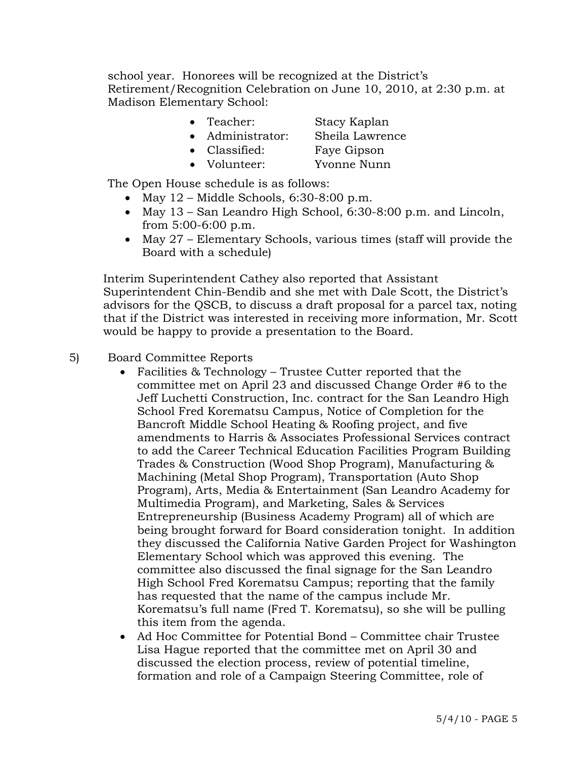school year. Honorees will be recognized at the District's Retirement/Recognition Celebration on June 10, 2010, at 2:30 p.m. at Madison Elementary School:

- Teacher: Stacy Kaplan
- Administrator: Sheila Lawrence
- Classified: Faye Gipson
- Volunteer: Yvonne Nunn

The Open House schedule is as follows:

- May 12 – Middle Schools, 6:30-8:00 p.m.
- May 13 – San Leandro High School, 6:30-8:00 p.m. and Lincoln, from 5:00-6:00 p.m.
- May 27 – Elementary Schools, various times (staff will provide the Board with a schedule)

Interim Superintendent Cathey also reported that Assistant Superintendent Chin-Bendib and she met with Dale Scott, the District's advisors for the QSCB, to discuss a draft proposal for a parcel tax, noting that if the District was interested in receiving more information, Mr. Scott would be happy to provide a presentation to the Board.

5) Board Committee Reports

- Facilities & Technology – Trustee Cutter reported that the committee met on April 23 and discussed Change Order #6 to the Jeff Luchetti Construction, Inc. contract for the San Leandro High School Fred Korematsu Campus, Notice of Completion for the Bancroft Middle School Heating & Roofing project, and five amendments to Harris & Associates Professional Services contract to add the Career Technical Education Facilities Program Building Trades & Construction (Wood Shop Program), Manufacturing & Machining (Metal Shop Program), Transportation (Auto Shop Program), Arts, Media & Entertainment (San Leandro Academy for Multimedia Program), and Marketing, Sales & Services Entrepreneurship (Business Academy Program) all of which are being brought forward for Board consideration tonight. In addition they discussed the California Native Garden Project for Washington Elementary School which was approved this evening. The committee also discussed the final signage for the San Leandro High School Fred Korematsu Campus; reporting that the family has requested that the name of the campus include Mr. Korematsu's full name (Fred T. Korematsu), so she will be pulling this item from the agenda.
- Ad Hoc Committee for Potential Bond – Committee chair Trustee Lisa Hague reported that the committee met on April 30 and discussed the election process, review of potential timeline, formation and role of a Campaign Steering Committee, role of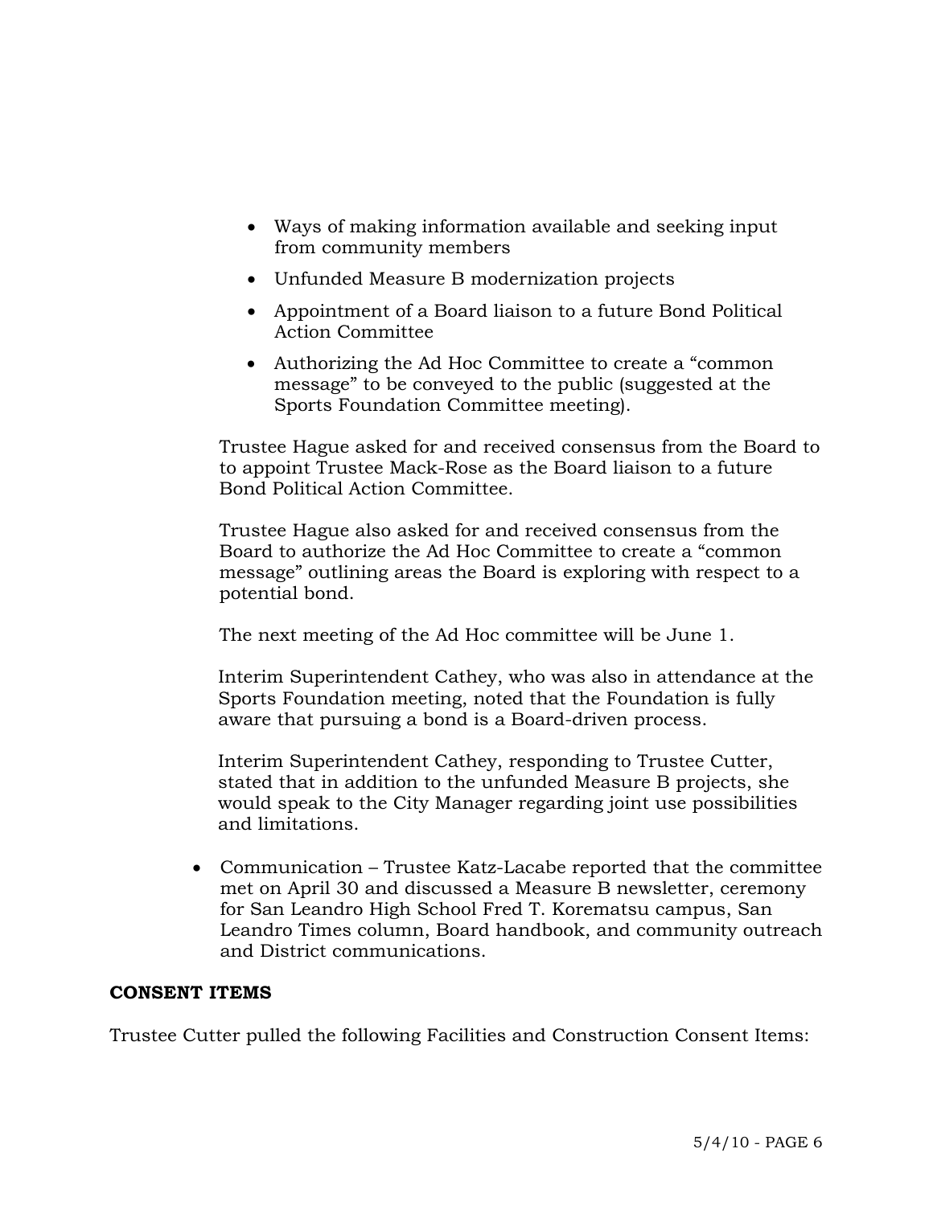- Ways of making information available and seeking input from community members
- Unfunded Measure B modernization projects
- Appointment of a Board liaison to a future Bond Political Action Committee
- Authorizing the Ad Hoc Committee to create a "common message" to be conveyed to the public (suggested at the Sports Foundation Committee meeting).

Trustee Hague asked for and received consensus from the Board to to appoint Trustee Mack-Rose as the Board liaison to a future Bond Political Action Committee.

Trustee Hague also asked for and received consensus from the Board to authorize the Ad Hoc Committee to create a "common message" outlining areas the Board is exploring with respect to a potential bond.

The next meeting of the Ad Hoc committee will be June 1.

Interim Superintendent Cathey, who was also in attendance at the Sports Foundation meeting, noted that the Foundation is fully aware that pursuing a bond is a Board-driven process.

Interim Superintendent Cathey, responding to Trustee Cutter, stated that in addition to the unfunded Measure B projects, she would speak to the City Manager regarding joint use possibilities and limitations.

- Communication – Trustee Katz-Lacabe reported that the committee met on April 30 and discussed a Measure B newsletter, ceremony for San Leandro High School Fred T. Korematsu campus, San Leandro Times column, Board handbook, and community outreach and District communications.

**CONSENT ITEMS**

Trustee Cutter pulled the following Facilities and Construction Consent Items: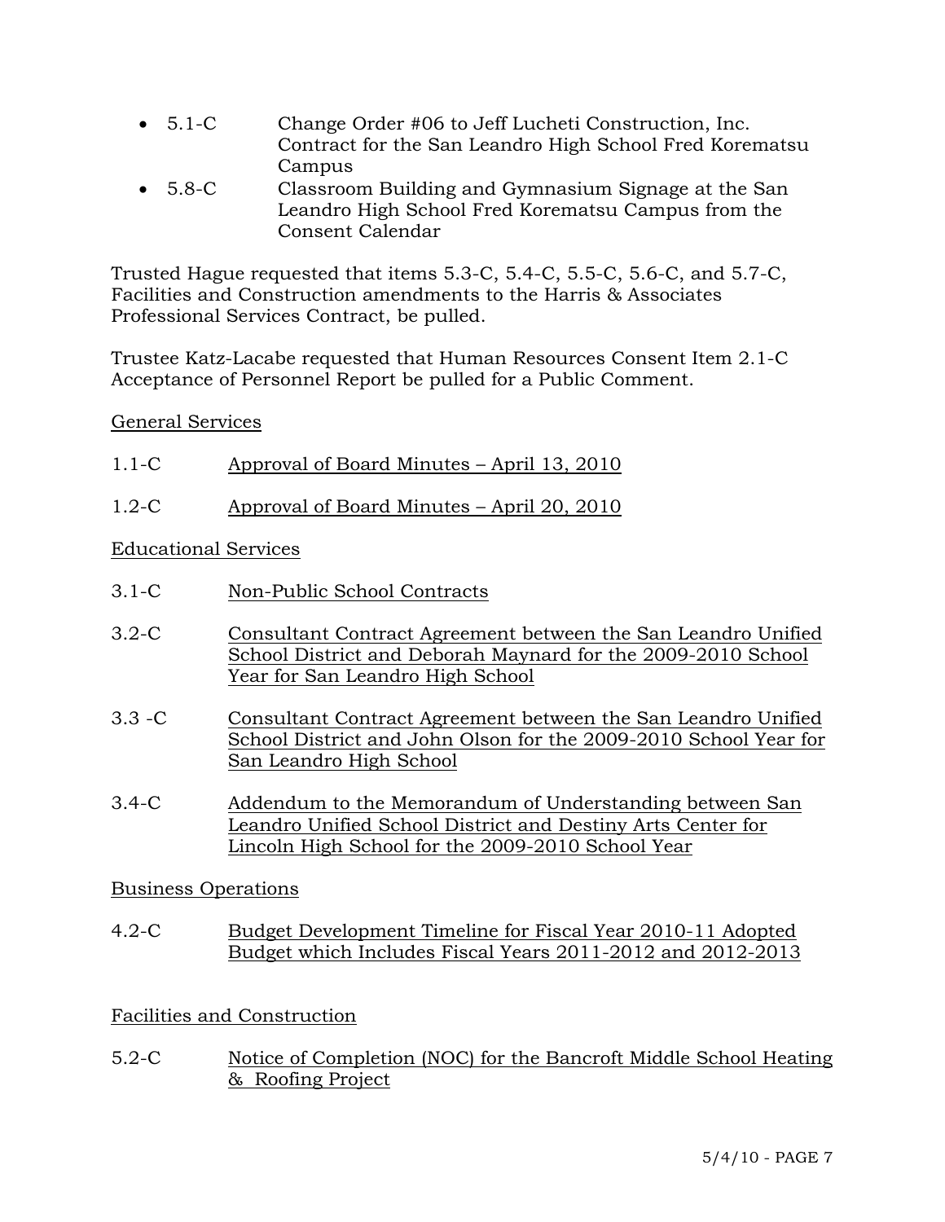- 5.1-C Change Order #06 to Jeff Lucheti Construction, Inc. Contract for the San Leandro High School Fred Korematsu Campus
- 5.8-C Classroom Building and Gymnasium Signage at the San Leandro High School Fred Korematsu Campus from the Consent Calendar

Trusted Hague requested that items 5.3-C, 5.4-C, 5.5-C, 5.6-C, and 5.7-C, Facilities and Construction amendments to the Harris & Associates Professional Services Contract, be pulled.

Trustee Katz-Lacabe requested that Human Resources Consent Item 2.1-C Acceptance of Personnel Report be pulled for a Public Comment.

General Services

1.1-C Approval of Board Minutes – April 13, 2010

1.2-C Approval of Board Minutes – April 20, 2010

Educational Services

3.1-C Non-Public School Contracts

3.2-C Consultant Contract Agreement between the San Leandro Unified School District and Deborah Maynard for the 2009-2010 School Year for San Leandro High School

3.3 -C Consultant Contract Agreement between the San Leandro Unified School District and John Olson for the 2009-2010 School Year for San Leandro High School

3.4-C Addendum to the Memorandum of Understanding between San Leandro Unified School District and Destiny Arts Center for Lincoln High School for the 2009-2010 School Year

Business Operations

4.2-C Budget Development Timeline for Fiscal Year 2010-11 Adopted Budget which Includes Fiscal Years 2011-2012 and 2012-2013

Facilities and Construction

5.2-C Notice of Completion (NOC) for the Bancroft Middle School Heating & Roofing Project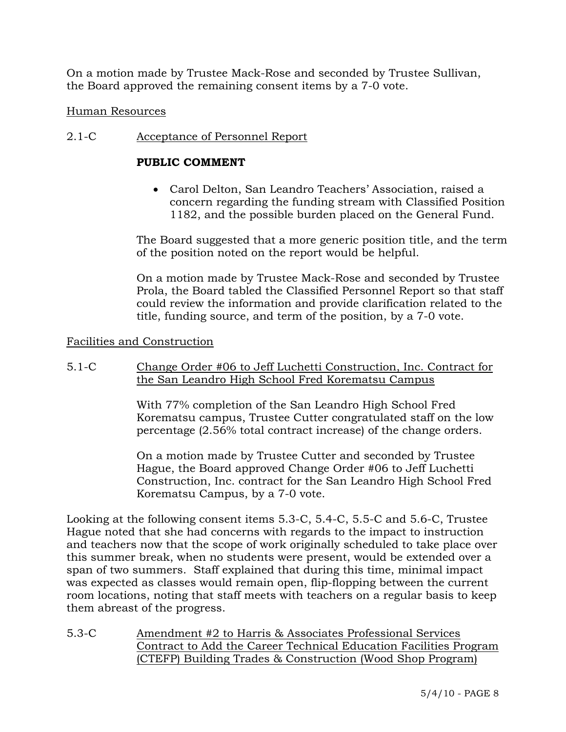On a motion made by Trustee Mack-Rose and seconded by Trustee Sullivan, the Board approved the remaining consent items by a 7-0 vote.

Human Resources

2.1-C Acceptance of Personnel Report

**PUBLIC COMMENT**

- Carol Delton, San Leandro Teachers' Association, raised a concern regarding the funding stream with Classified Position 1182, and the possible burden placed on the General Fund.

The Board suggested that a more generic position title, and the term of the position noted on the report would be helpful.

On a motion made by Trustee Mack-Rose and seconded by Trustee Prola, the Board tabled the Classified Personnel Report so that staff could review the information and provide clarification related to the title, funding source, and term of the position, by a 7-0 vote.

Facilities and Construction

5.1-C Change Order #06 to Jeff Luchetti Construction, Inc. Contract for the San Leandro High School Fred Korematsu Campus

With 77% completion of the San Leandro High School Fred Korematsu campus, Trustee Cutter congratulated staff on the low percentage (2.56% total contract increase) of the change orders.

On a motion made by Trustee Cutter and seconded by Trustee Hague, the Board approved Change Order #06 to Jeff Luchetti Construction, Inc. contract for the San Leandro High School Fred Korematsu Campus, by a 7-0 vote.

Looking at the following consent items 5.3-C, 5.4-C, 5.5-C and 5.6-C, Trustee Hague noted that she had concerns with regards to the impact to instruction and teachers now that the scope of work originally scheduled to take place over this summer break, when no students were present, would be extended over a span of two summers. Staff explained that during this time, minimal impact was expected as classes would remain open, flip-flopping between the current room locations, noting that staff meets with teachers on a regular basis to keep them abreast of the progress.

5.3-C Amendment #2 to Harris & Associates Professional Services Contract to Add the Career Technical Education Facilities Program (CTEFP) Building Trades & Construction (Wood Shop Program)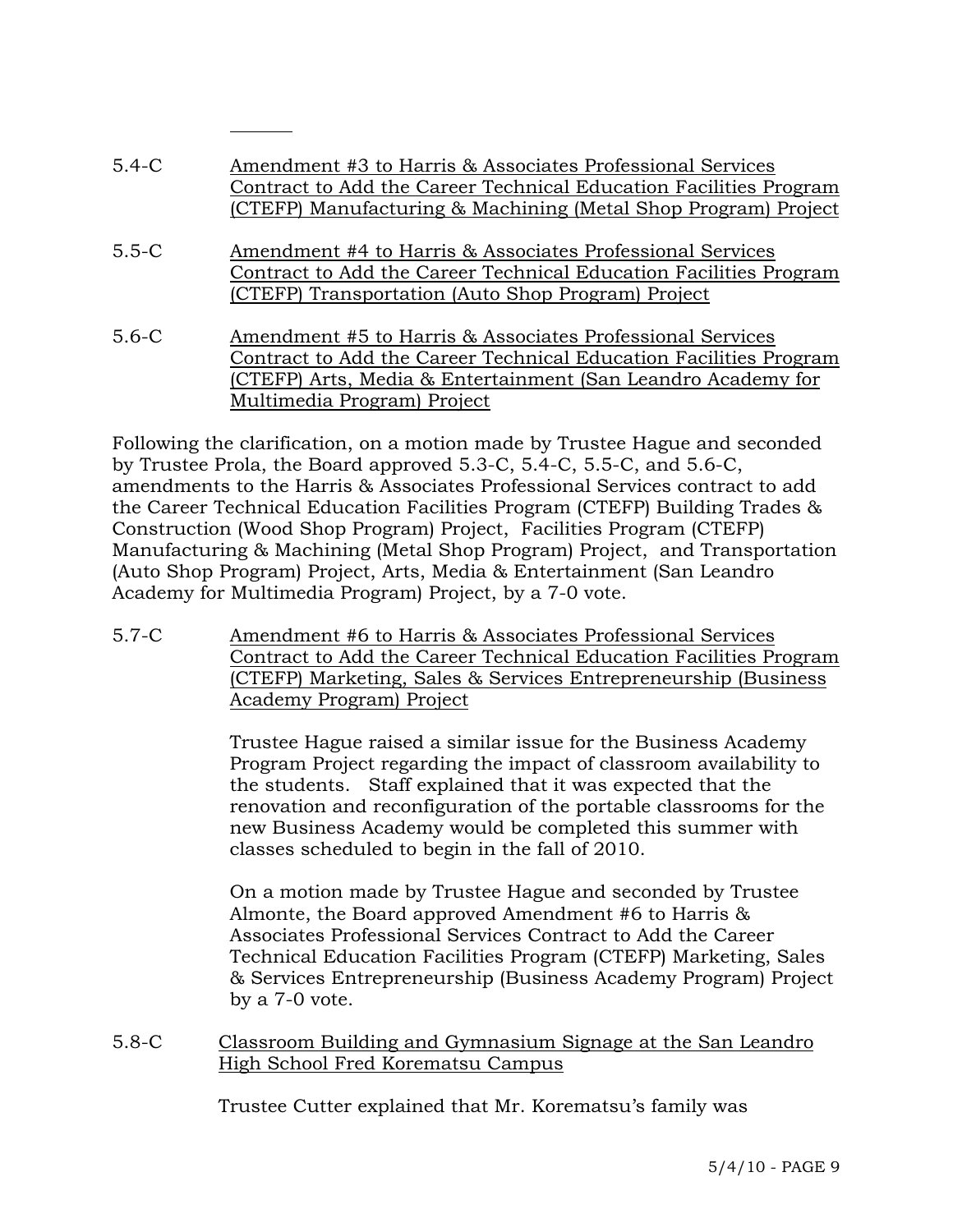5.4-C Amendment #3 to Harris & Associates Professional Services Contract to Add the Career Technical Education Facilities Program (CTEFP) Manufacturing & Machining (Metal Shop Program) Project

5.5-C Amendment #4 to Harris & Associates Professional Services Contract to Add the Career Technical Education Facilities Program (CTEFP) Transportation (Auto Shop Program) Project

5.6-C Amendment #5 to Harris & Associates Professional Services Contract to Add the Career Technical Education Facilities Program (CTEFP) Arts, Media & Entertainment (San Leandro Academy for Multimedia Program) Project

Following the clarification, on a motion made by Trustee Hague and seconded by Trustee Prola, the Board approved 5.3-C, 5.4-C, 5.5-C, and 5.6-C, amendments to the Harris & Associates Professional Services contract to add the Career Technical Education Facilities Program (CTEFP) Building Trades & Construction (Wood Shop Program) Project, Facilities Program (CTEFP) Manufacturing & Machining (Metal Shop Program) Project, and Transportation (Auto Shop Program) Project, Arts, Media & Entertainment (San Leandro Academy for Multimedia Program) Project, by a 7-0 vote.

5.7-C Amendment #6 to Harris & Associates Professional Services Contract to Add the Career Technical Education Facilities Program (CTEFP) Marketing, Sales & Services Entrepreneurship (Business Academy Program) Project

Trustee Hague raised a similar issue for the Business Academy Program Project regarding the impact of classroom availability to the students. Staff explained that it was expected that the renovation and reconfiguration of the portable classrooms for the new Business Academy would be completed this summer with classes scheduled to begin in the fall of 2010.

On a motion made by Trustee Hague and seconded by Trustee Almonte, the Board approved Amendment #6 to Harris & Associates Professional Services Contract to Add the Career Technical Education Facilities Program (CTEFP) Marketing, Sales & Services Entrepreneurship (Business Academy Program) Project by a 7-0 vote.

5.8-C Classroom Building and Gymnasium Signage at the San Leandro High School Fred Korematsu Campus

Trustee Cutter explained that Mr. Korematsu's family was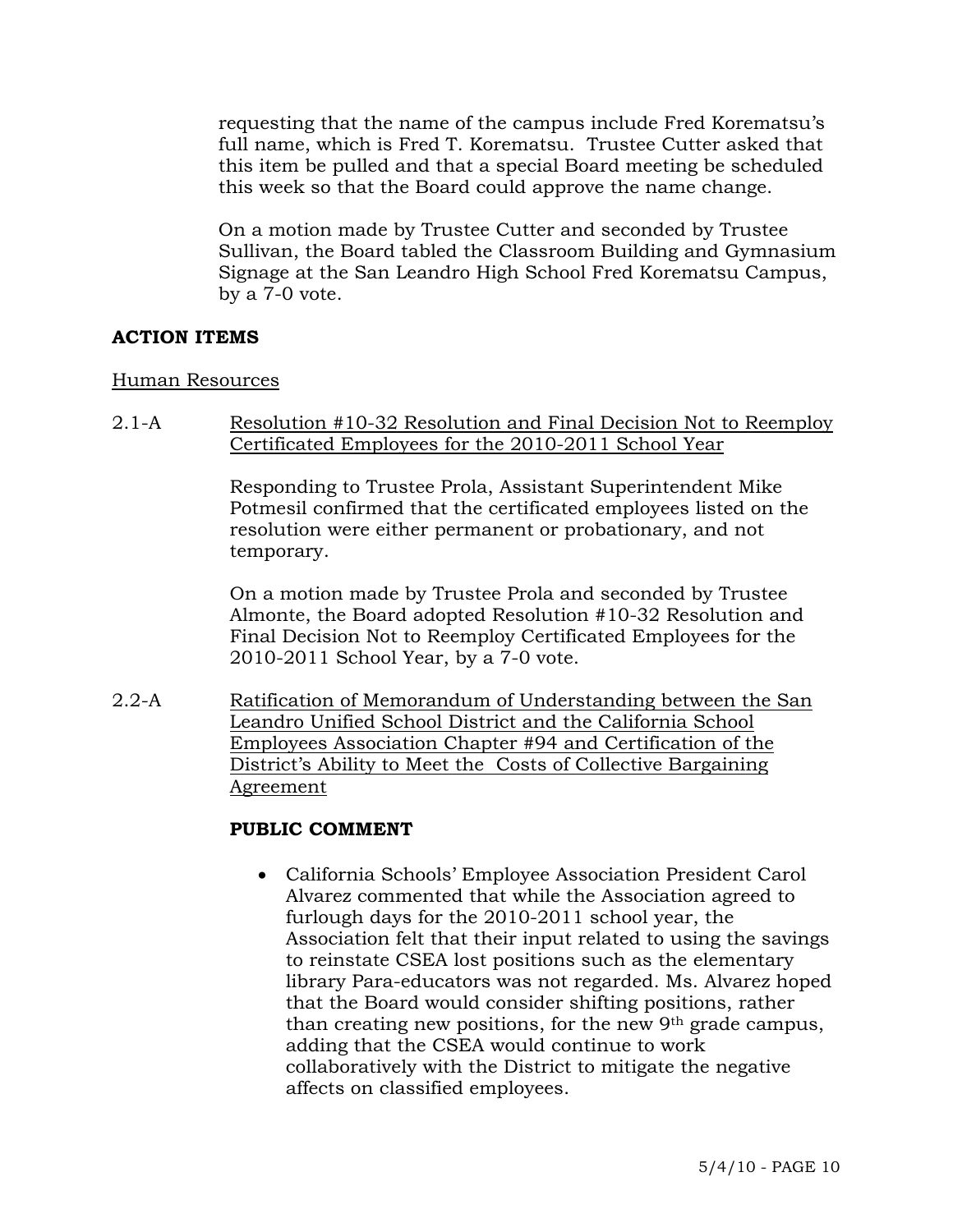requesting that the name of the campus include Fred Korematsu's full name, which is Fred T. Korematsu. Trustee Cutter asked that this item be pulled and that a special Board meeting be scheduled this week so that the Board could approve the name change.

On a motion made by Trustee Cutter and seconded by Trustee Sullivan, the Board tabled the Classroom Building and Gymnasium Signage at the San Leandro High School Fred Korematsu Campus, by a 7-0 vote.

## ACTION ITEMS

Human Resources

2.1-A Resolution #10-32 Resolution and Final Decision Not to Reemploy Certificated Employees for the 2010-2011 School Year

Responding to Trustee Prola, Assistant Superintendent Mike Potmesil confirmed that the certificated employees listed on the resolution were either permanent or probationary, and not temporary.

On a motion made by Trustee Prola and seconded by Trustee Almonte, the Board adopted Resolution #10-32 Resolution and Final Decision Not to Reemploy Certificated Employees for the 2010-2011 School Year, by a 7-0 vote.

2.2-A Ratification of Memorandum of Understanding between the San Leandro Unified School District and the California School Employees Association Chapter #94 and Certification of the District's Ability to Meet the Costs of Collective Bargaining Agreement

**PUBLIC COMMENT**

- California Schools' Employee Association President Carol Alvarez commented that while the Association agreed to furlough days for the 2010-2011 school year, the Association felt that their input related to using the savings to reinstate CSEA lost positions such as the elementary library Para-educators was not regarded. Ms. Alvarez hoped that the Board would consider shifting positions, rather than creating new positions, for the new 9th grade campus, adding that the CSEA would continue to work collaboratively with the District to mitigate the negative affects on classified employees.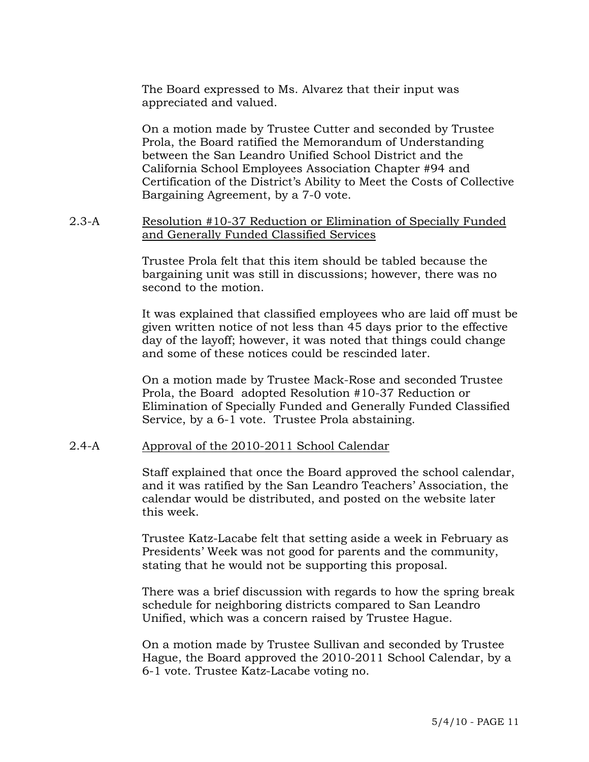The Board expressed to Ms. Alvarez that their input was appreciated and valued.

On a motion made by Trustee Cutter and seconded by Trustee Prola, the Board ratified the Memorandum of Understanding between the San Leandro Unified School District and the California School Employees Association Chapter #94 and Certification of the District's Ability to Meet the Costs of Collective Bargaining Agreement, by a 7-0 vote.

2.3-A <u>Resolution #10-37 Reduction or Elimination of Specially Funded and Generally Funded Classified Services</u>

Trustee Prola felt that this item should be tabled because the bargaining unit was still in discussions; however, there was no second to the motion.

It was explained that classified employees who are laid off must be given written notice of not less than 45 days prior to the effective day of the layoff; however, it was noted that things could change and some of these notices could be rescinded later.

On a motion made by Trustee Mack-Rose and seconded Trustee Prola, the Board adopted Resolution #10-37 Reduction or Elimination of Specially Funded and Generally Funded Classified Service, by a 6-1 vote. Trustee Prola abstaining.

2.4-A <u>Approval of the 2010-2011 School Calendar</u>

Staff explained that once the Board approved the school calendar, and it was ratified by the San Leandro Teachers' Association, the calendar would be distributed, and posted on the website later this week.

Trustee Katz-Lacabe felt that setting aside a week in February as Presidents' Week was not good for parents and the community, stating that he would not be supporting this proposal.

There was a brief discussion with regards to how the spring break schedule for neighboring districts compared to San Leandro Unified, which was a concern raised by Trustee Hague.

On a motion made by Trustee Sullivan and seconded by Trustee Hague, the Board approved the 2010-2011 School Calendar, by a 6-1 vote. Trustee Katz-Lacabe voting no.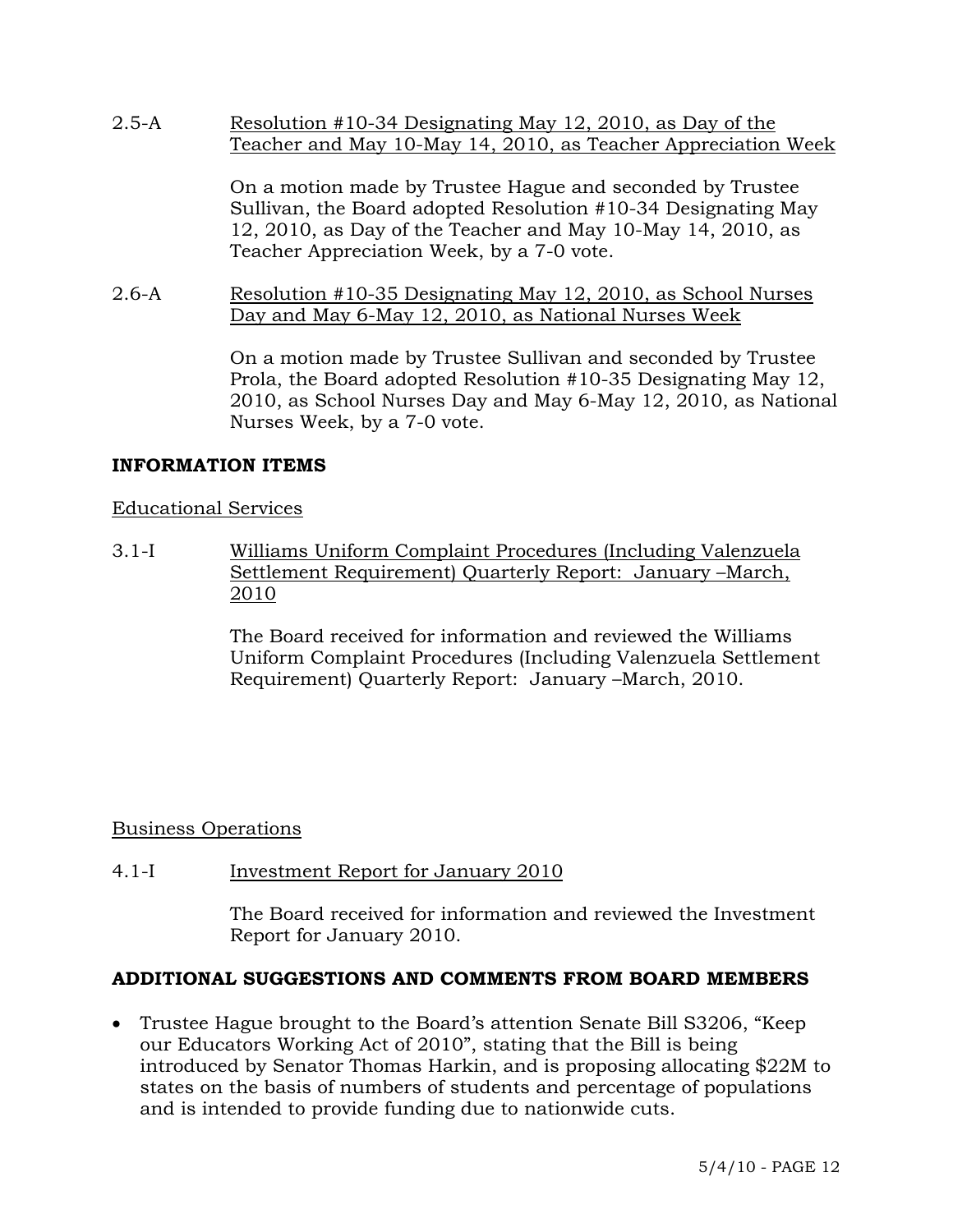2.5-A Resolution #10-34 Designating May 12, 2010, as Day of the Teacher and May 10-May 14, 2010, as Teacher Appreciation Week

On a motion made by Trustee Hague and seconded by Trustee Sullivan, the Board adopted Resolution #10-34 Designating May 12, 2010, as Day of the Teacher and May 10-May 14, 2010, as Teacher Appreciation Week, by a 7-0 vote.

2.6-A Resolution #10-35 Designating May 12, 2010, as School Nurses Day and May 6-May 12, 2010, as National Nurses Week

On a motion made by Trustee Sullivan and seconded by Trustee Prola, the Board adopted Resolution #10-35 Designating May 12, 2010, as School Nurses Day and May 6-May 12, 2010, as National Nurses Week, by a 7-0 vote.

## INFORMATION ITEMS

Educational Services

3.1-I Williams Uniform Complaint Procedures (Including Valenzuela Settlement Requirement) Quarterly Report: January –March, 2010

The Board received for information and reviewed the Williams Uniform Complaint Procedures (Including Valenzuela Settlement Requirement) Quarterly Report: January –March, 2010.

Business Operations

4.1-I Investment Report for January 2010

The Board received for information and reviewed the Investment Report for January 2010.

## ADDITIONAL SUGGESTIONS AND COMMENTS FROM BOARD MEMBERS

- Trustee Hague brought to the Board's attention Senate Bill S3206, "Keep our Educators Working Act of 2010", stating that the Bill is being introduced by Senator Thomas Harkin, and is proposing allocating $22M to states on the basis of numbers of students and percentage of populations and is intended to provide funding due to nationwide cuts.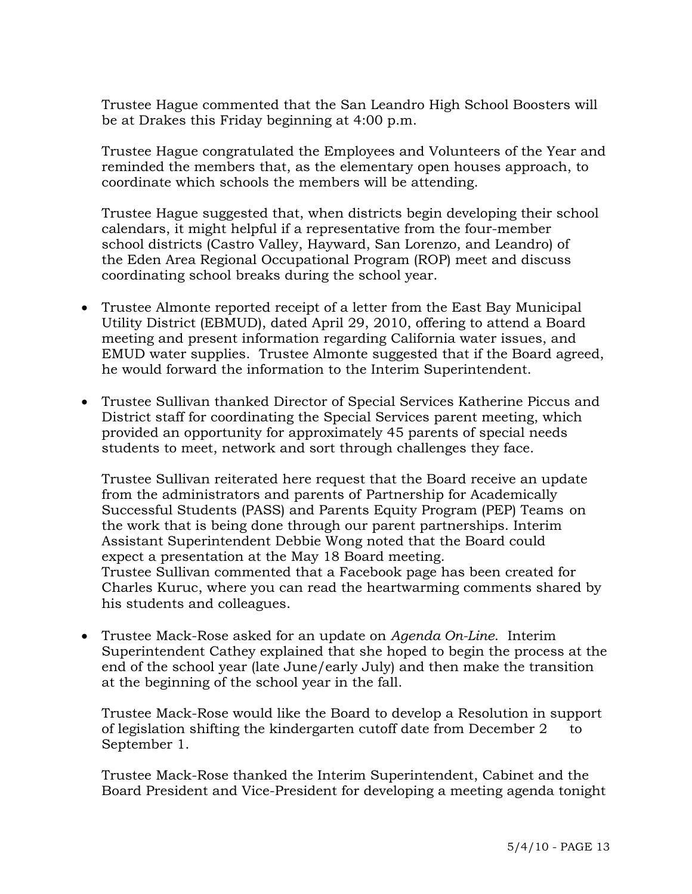Trustee Hague commented that the San Leandro High School Boosters will be at Drakes this Friday beginning at 4:00 p.m.

Trustee Hague congratulated the Employees and Volunteers of the Year and reminded the members that, as the elementary open houses approach, to coordinate which schools the members will be attending.

Trustee Hague suggested that, when districts begin developing their school calendars, it might helpful if a representative from the four-member school districts (Castro Valley, Hayward, San Lorenzo, and Leandro) of the Eden Area Regional Occupational Program (ROP) meet and discuss coordinating school breaks during the school year.

- Trustee Almonte reported receipt of a letter from the East Bay Municipal Utility District (EBMUD), dated April 29, 2010, offering to attend a Board meeting and present information regarding California water issues, and EMUD water supplies. Trustee Almonte suggested that if the Board agreed, he would forward the information to the Interim Superintendent.

- Trustee Sullivan thanked Director of Special Services Katherine Piccus and District staff for coordinating the Special Services parent meeting, which provided an opportunity for approximately 45 parents of special needs students to meet, network and sort through challenges they face.

  Trustee Sullivan reiterated here request that the Board receive an update from the administrators and parents of Partnership for Academically Successful Students (PASS) and Parents Equity Program (PEP) Teams on the work that is being done through our parent partnerships. Interim Assistant Superintendent Debbie Wong noted that the Board could expect a presentation at the May 18 Board meeting.
  Trustee Sullivan commented that a Facebook page has been created for Charles Kuruc, where you can read the heartwarming comments shared by his students and colleagues.

- Trustee Mack-Rose asked for an update on *Agenda On-Line*. Interim Superintendent Cathey explained that she hoped to begin the process at the end of the school year (late June/early July) and then make the transition at the beginning of the school year in the fall.

  Trustee Mack-Rose would like the Board to develop a Resolution in support of legislation shifting the kindergarten cutoff date from December 2 to September 1.

  Trustee Mack-Rose thanked the Interim Superintendent, Cabinet and the Board President and Vice-President for developing a meeting agenda tonight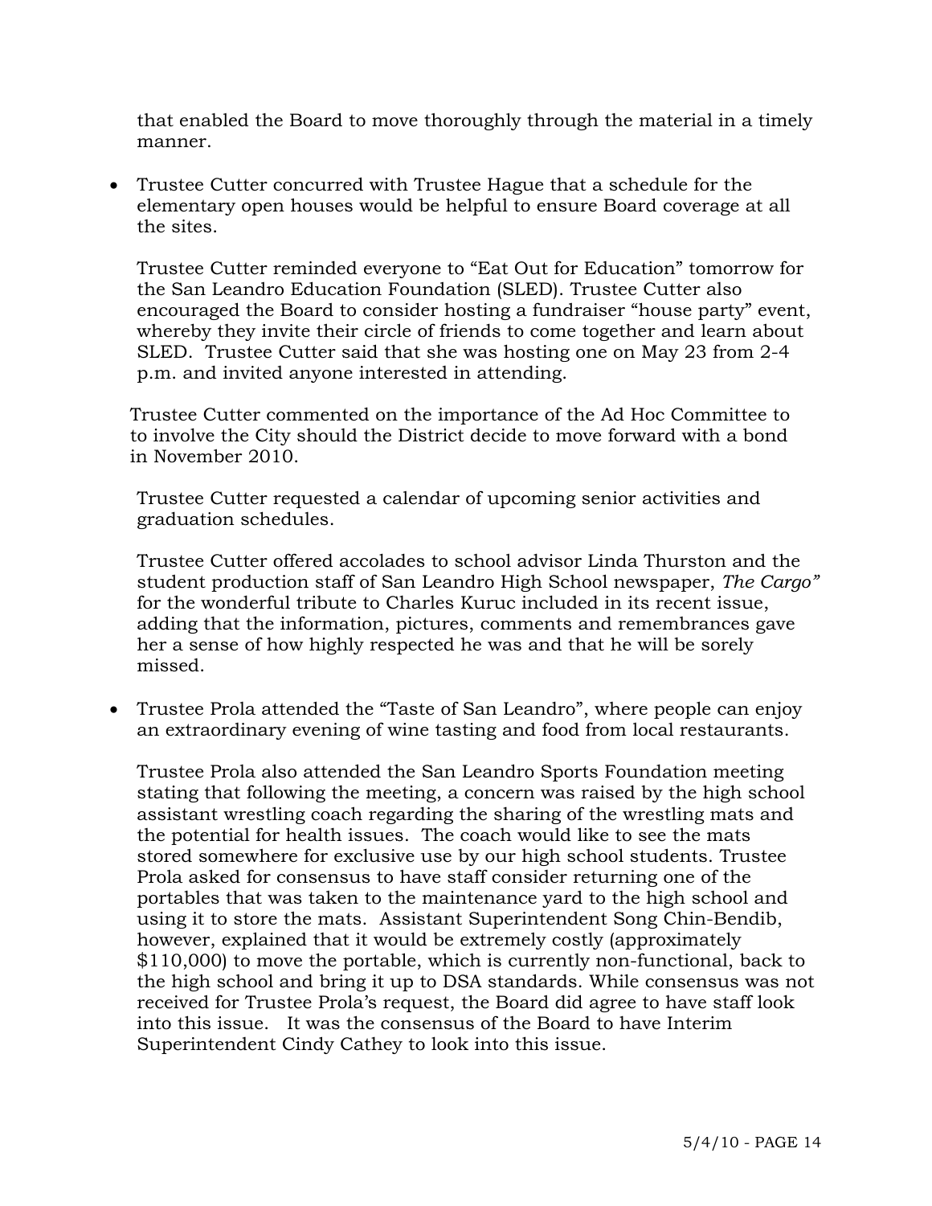that enabled the Board to move thoroughly through the material in a timely manner.

- Trustee Cutter concurred with Trustee Hague that a schedule for the elementary open houses would be helpful to ensure Board coverage at all the sites.

  Trustee Cutter reminded everyone to "Eat Out for Education" tomorrow for the San Leandro Education Foundation (SLED). Trustee Cutter also encouraged the Board to consider hosting a fundraiser "house party" event, whereby they invite their circle of friends to come together and learn about SLED. Trustee Cutter said that she was hosting one on May 23 from 2-4 p.m. and invited anyone interested in attending.

  Trustee Cutter commented on the importance of the Ad Hoc Committee to to involve the City should the District decide to move forward with a bond in November 2010.

  Trustee Cutter requested a calendar of upcoming senior activities and graduation schedules.

  Trustee Cutter offered accolades to school advisor Linda Thurston and the student production staff of San Leandro High School newspaper, *The Cargo"* for the wonderful tribute to Charles Kuruc included in its recent issue, adding that the information, pictures, comments and remembrances gave her a sense of how highly respected he was and that he will be sorely missed.

- Trustee Prola attended the "Taste of San Leandro", where people can enjoy an extraordinary evening of wine tasting and food from local restaurants.

  Trustee Prola also attended the San Leandro Sports Foundation meeting stating that following the meeting, a concern was raised by the high school assistant wrestling coach regarding the sharing of the wrestling mats and the potential for health issues. The coach would like to see the mats stored somewhere for exclusive use by our high school students. Trustee Prola asked for consensus to have staff consider returning one of the portables that was taken to the maintenance yard to the high school and using it to store the mats. Assistant Superintendent Song Chin-Bendib, however, explained that it would be extremely costly (approximately $110,000) to move the portable, which is currently non-functional, back to the high school and bring it up to DSA standards. While consensus was not received for Trustee Prola's request, the Board did agree to have staff look into this issue. It was the consensus of the Board to have Interim Superintendent Cindy Cathey to look into this issue.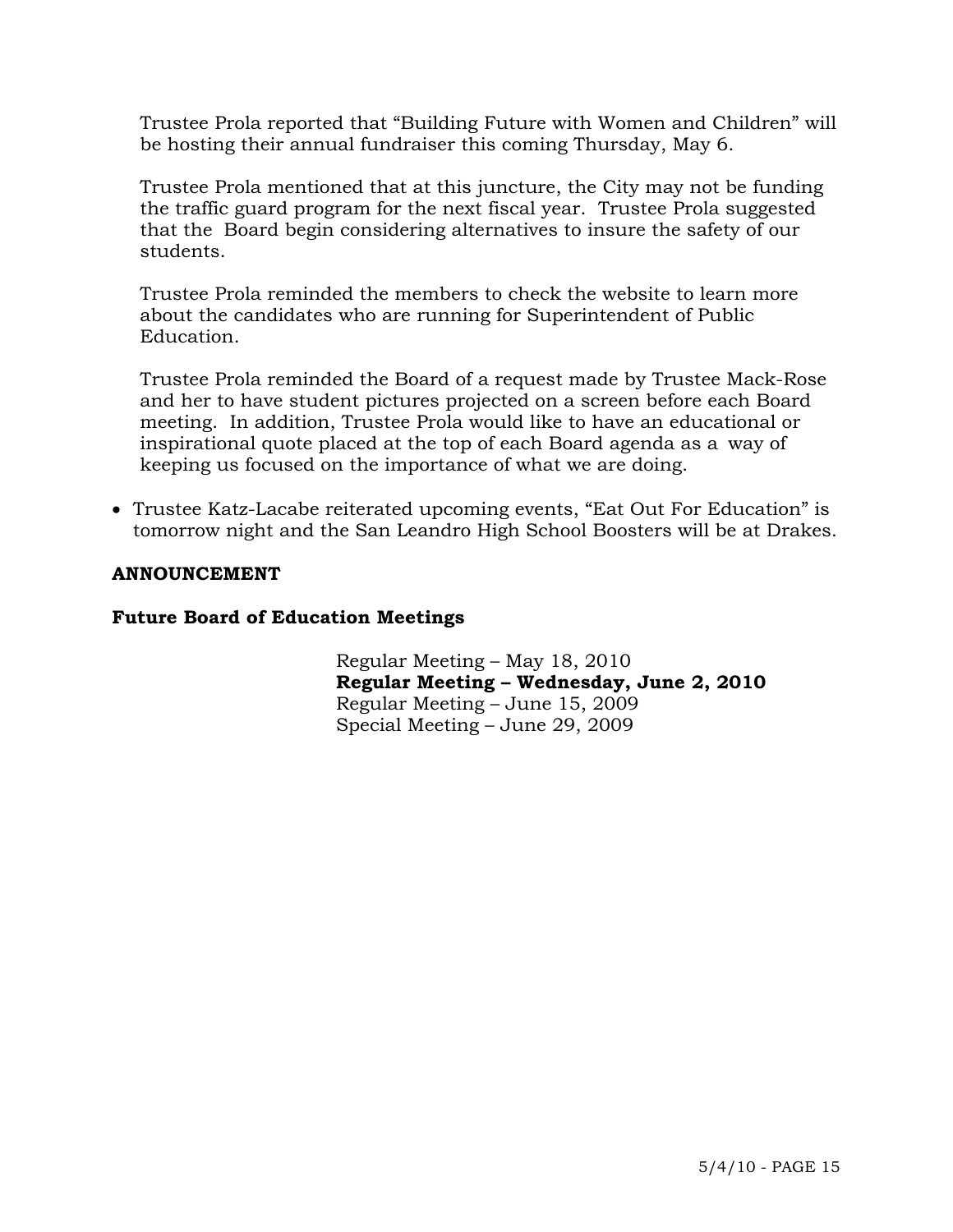Trustee Prola reported that “Building Future with Women and Children” will be hosting their annual fundraiser this coming Thursday, May 6.

Trustee Prola mentioned that at this juncture, the City may not be funding the traffic guard program for the next fiscal year. Trustee Prola suggested that the Board begin considering alternatives to insure the safety of our students.

Trustee Prola reminded the members to check the website to learn more about the candidates who are running for Superintendent of Public Education.

Trustee Prola reminded the Board of a request made by Trustee Mack-Rose and her to have student pictures projected on a screen before each Board meeting. In addition, Trustee Prola would like to have an educational or inspirational quote placed at the top of each Board agenda as a way of keeping us focused on the importance of what we are doing.

- Trustee Katz-Lacabe reiterated upcoming events, “Eat Out For Education” is tomorrow night and the San Leandro High School Boosters will be at Drakes.

**ANNOUNCEMENT**

**Future Board of Education Meetings**

Regular Meeting – May 18, 2010
**Regular Meeting – Wednesday, June 2, 2010**
Regular Meeting – June 15, 2009
Special Meeting – June 29, 2009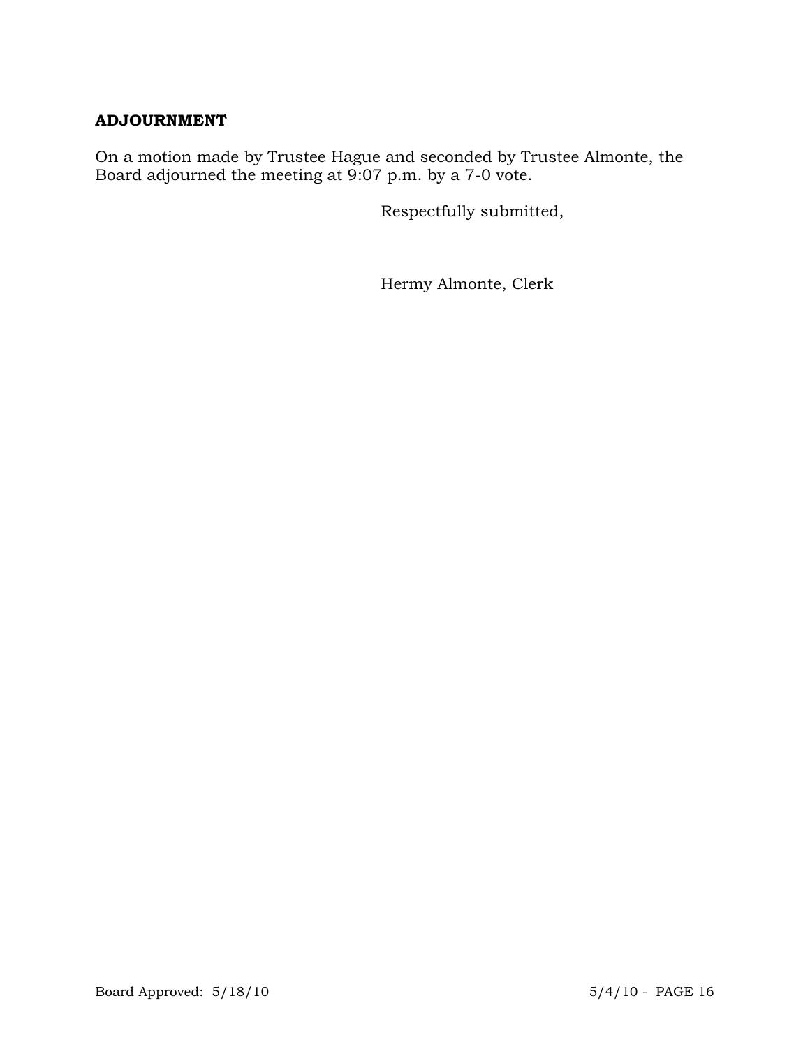**ADJOURNMENT**

On a motion made by Trustee Hague and seconded by Trustee Almonte, the Board adjourned the meeting at 9:07 p.m. by a 7-0 vote.

Respectfully submitted,

Hermy Almonte, Clerk

Board Approved: 5/18/10